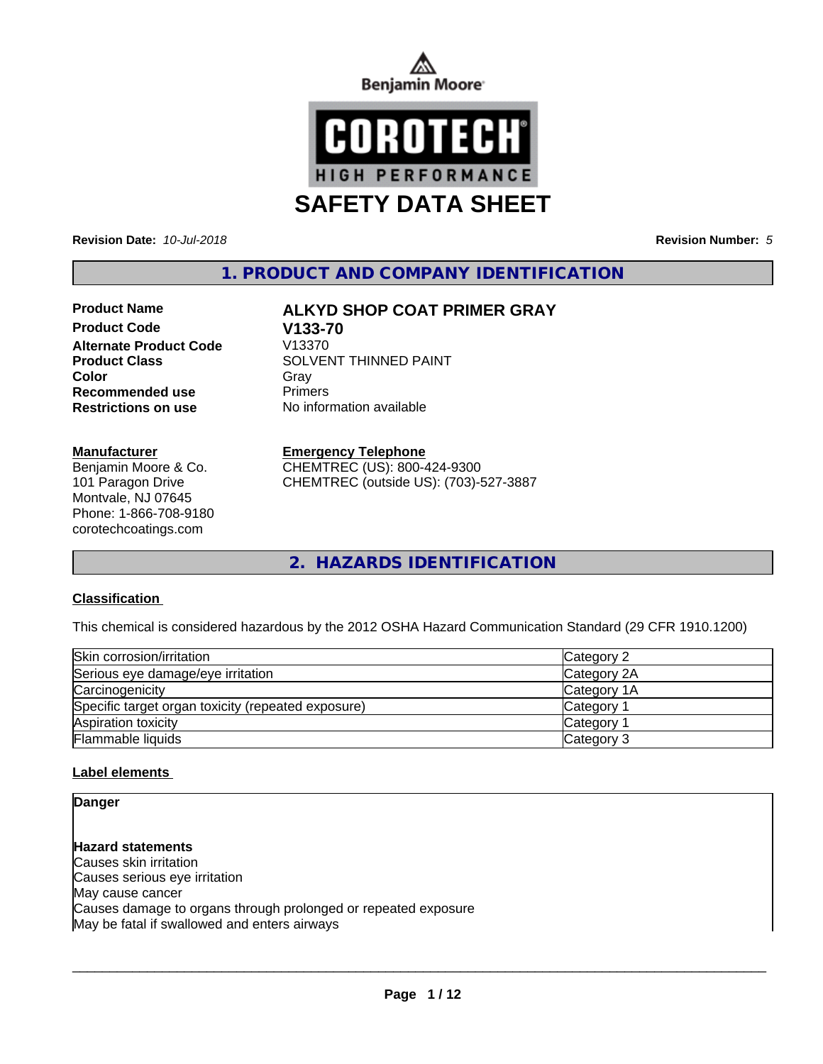Benjamin Moore

COROTECH
HIGH PERFORMANCE

# SAFETY DATA SHEET

**Revision Date:** *10-Jul-2018* **Revision Number:** *5*

## 1. PRODUCT AND COMPANY IDENTIFICATION

| | |
|---|---|
| **Product Name** | **ALKYD SHOP COAT PRIMER GRAY** |
| **Product Code** | **V133-70** |
| **Alternate Product Code** | V13370 |
| **Product Class** | SOLVENT THINNED PAINT |
| **Color** | Gray |
| **Recommended use** | Primers |
| **Restrictions on use** | No information available |

**Manufacturer**
Benjamin Moore & Co.
101 Paragon Drive
Montvale, NJ 07645
Phone: 1-866-708-9180
corotechcoatings.com

**Emergency Telephone**
CHEMTREC (US): 800-424-9300
CHEMTREC (outside US): (703)-527-3887

## 2. HAZARDS IDENTIFICATION

### Classification

This chemical is considered hazardous by the 2012 OSHA Hazard Communication Standard (29 CFR 1910.1200)

| | |
|---|---|
| Skin corrosion/irritation | Category 2 |
| Serious eye damage/eye irritation | Category 2A |
| Carcinogenicity | Category 1A |
| Specific target organ toxicity (repeated exposure) | Category 1 |
| Aspiration toxicity | Category 1 |
| Flammable liquids | Category 3 |

### Label elements

**Danger**

**Hazard statements**
Causes skin irritation
Causes serious eye irritation
May cause cancer
Causes damage to organs through prolonged or repeated exposure
May be fatal if swallowed and enters airways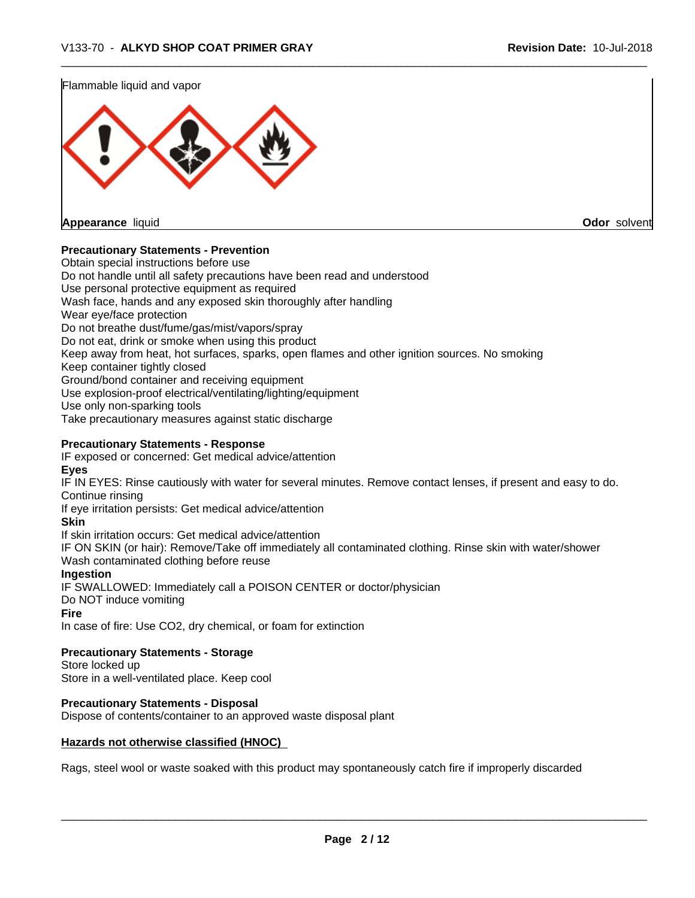Flammable liquid and vapor

**Appearance** liquid **Odor** solvent

**Precautionary Statements - Prevention**

Obtain special instructions before use
Do not handle until all safety precautions have been read and understood
Use personal protective equipment as required
Wash face, hands and any exposed skin thoroughly after handling
Wear eye/face protection
Do not breathe dust/fume/gas/mist/vapors/spray
Do not eat, drink or smoke when using this product
Keep away from heat, hot surfaces, sparks, open flames and other ignition sources. No smoking
Keep container tightly closed
Ground/bond container and receiving equipment
Use explosion-proof electrical/ventilating/lighting/equipment
Use only non-sparking tools
Take precautionary measures against static discharge

**Precautionary Statements - Response**

IF exposed or concerned: Get medical advice/attention

**Eyes**

IF IN EYES: Rinse cautiously with water for several minutes. Remove contact lenses, if present and easy to do. Continue rinsing
If eye irritation persists: Get medical advice/attention

**Skin**

If skin irritation occurs: Get medical advice/attention
IF ON SKIN (or hair): Remove/Take off immediately all contaminated clothing. Rinse skin with water/shower
Wash contaminated clothing before reuse

**Ingestion**

IF SWALLOWED: Immediately call a POISON CENTER or doctor/physician
Do NOT induce vomiting

**Fire**

In case of fire: Use CO2, dry chemical, or foam for extinction

**Precautionary Statements - Storage**

Store locked up
Store in a well-ventilated place. Keep cool

**Precautionary Statements - Disposal**

Dispose of contents/container to an approved waste disposal plant

**Hazards not otherwise classified (HNOC)**

Rags, steel wool or waste soaked with this product may spontaneously catch fire if improperly discarded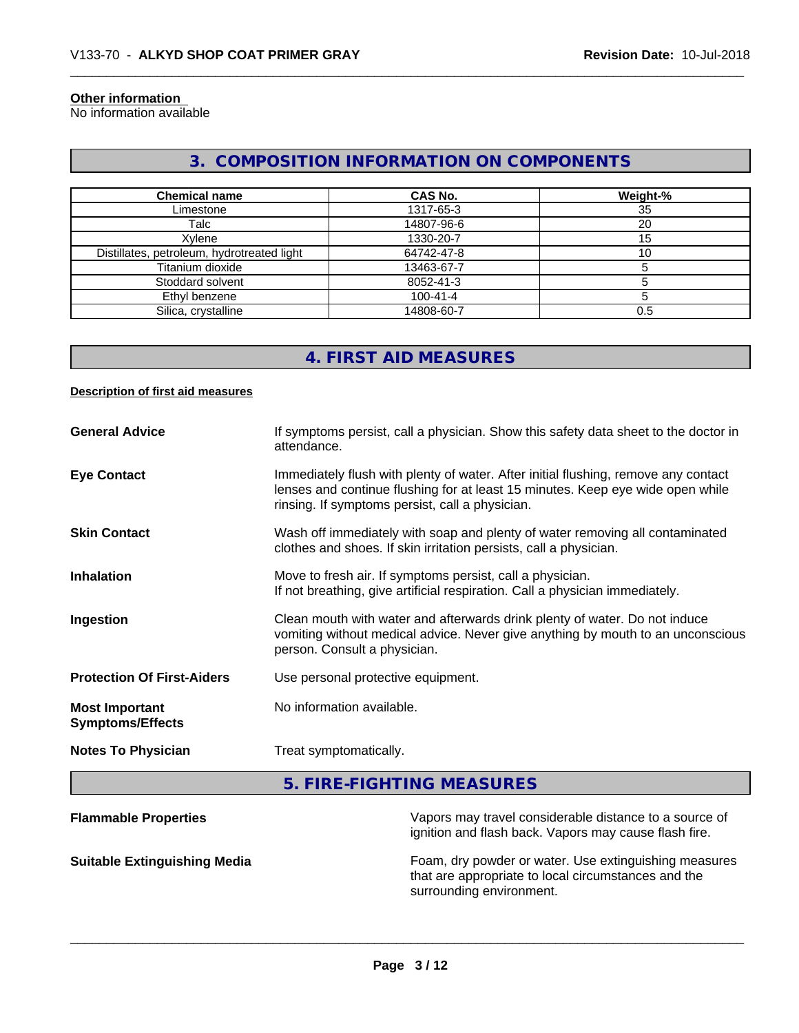#### Other information

No information available

## 3. COMPOSITION INFORMATION ON COMPONENTS

| Chemical name | CAS No. | Weight-% |
|---|---|---|
| Limestone | 1317-65-3 | 35 |
| Talc | 14807-96-6 | 20 |
| Xylene | 1330-20-7 | 15 |
| Distillates, petroleum, hydrotreated light | 64742-47-8 | 10 |
| Titanium dioxide | 13463-67-7 | 5 |
| Stoddard solvent | 8052-41-3 | 5 |
| Ethyl benzene | 100-41-4 | 5 |
| Silica, crystalline | 14808-60-7 | 0.5 |

## 4. FIRST AID MEASURES

#### Description of first aid measures

**General Advice**
If symptoms persist, call a physician. Show this safety data sheet to the doctor in attendance.

**Eye Contact**
Immediately flush with plenty of water. After initial flushing, remove any contact lenses and continue flushing for at least 15 minutes. Keep eye wide open while rinsing. If symptoms persist, call a physician.

**Skin Contact**
Wash off immediately with soap and plenty of water removing all contaminated clothes and shoes. If skin irritation persists, call a physician.

**Inhalation**
Move to fresh air. If symptoms persist, call a physician.
If not breathing, give artificial respiration. Call a physician immediately.

**Ingestion**
Clean mouth with water and afterwards drink plenty of water. Do not induce vomiting without medical advice. Never give anything by mouth to an unconscious person. Consult a physician.

**Protection Of First-Aiders**
Use personal protective equipment.

**Most Important Symptoms/Effects**
No information available.

**Notes To Physician**
Treat symptomatically.

## 5. FIRE-FIGHTING MEASURES

**Flammable Properties**
Vapors may travel considerable distance to a source of ignition and flash back. Vapors may cause flash fire.

**Suitable Extinguishing Media**
Foam, dry powder or water. Use extinguishing measures that are appropriate to local circumstances and the surrounding environment.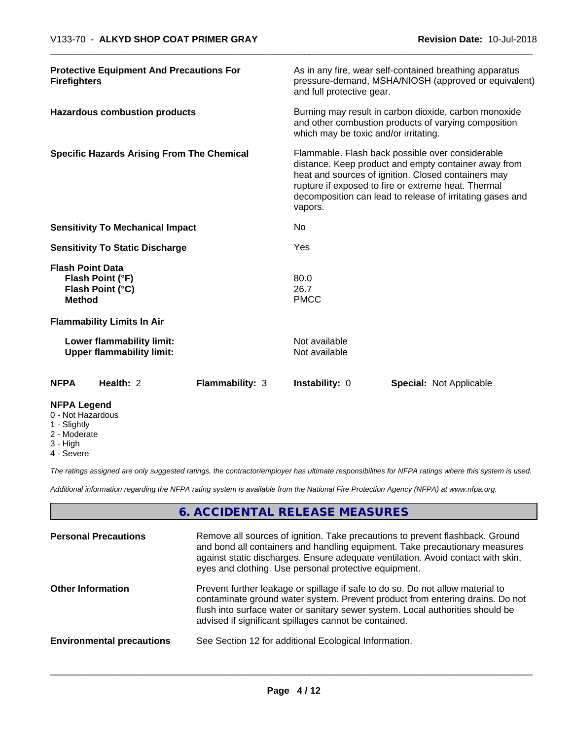**Protective Equipment And Precautions For Firefighters** — As in any fire, wear self-contained breathing apparatus pressure-demand, MSHA/NIOSH (approved or equivalent) and full protective gear.

**Hazardous combustion products** — Burning may result in carbon dioxide, carbon monoxide and other combustion products of varying composition which may be toxic and/or irritating.

**Specific Hazards Arising From The Chemical** — Flammable. Flash back possible over considerable distance. Keep product and empty container away from heat and sources of ignition. Closed containers may rupture if exposed to fire or extreme heat. Thermal decomposition can lead to release of irritating gases and vapors.

**Sensitivity To Mechanical Impact** — No

**Sensitivity To Static Discharge** — Yes

**Flash Point Data**

| | |
|---|---|
| **Flash Point (°F)** | 80.0 |
| **Flash Point (°C)** | 26.7 |
| **Method** | PMCC |

**Flammability Limits In Air**

| | |
|---|---|
| **Lower flammability limit:** | Not available |
| **Upper flammability limit:** | Not available |

| **NFPA** | **Health:** 2 | **Flammability:** 3 | **Instability:** 0 | **Special:** Not Applicable |
|---|---|---|---|---|

**NFPA Legend**
- 0 - Not Hazardous
- 1 - Slightly
- 2 - Moderate
- 3 - High
- 4 - Severe

*The ratings assigned are only suggested ratings, the contractor/employer has ultimate responsibilities for NFPA ratings where this system is used.*

*Additional information regarding the NFPA rating system is available from the National Fire Protection Agency (NFPA) at www.nfpa.org.*

## 6. ACCIDENTAL RELEASE MEASURES

**Personal Precautions** — Remove all sources of ignition. Take precautions to prevent flashback. Ground and bond all containers and handling equipment. Take precautionary measures against static discharges. Ensure adequate ventilation. Avoid contact with skin, eyes and clothing. Use personal protective equipment.

**Other Information** — Prevent further leakage or spillage if safe to do so. Do not allow material to contaminate ground water system. Prevent product from entering drains. Do not flush into surface water or sanitary sewer system. Local authorities should be advised if significant spillages cannot be contained.

**Environmental precautions** — See Section 12 for additional Ecological Information.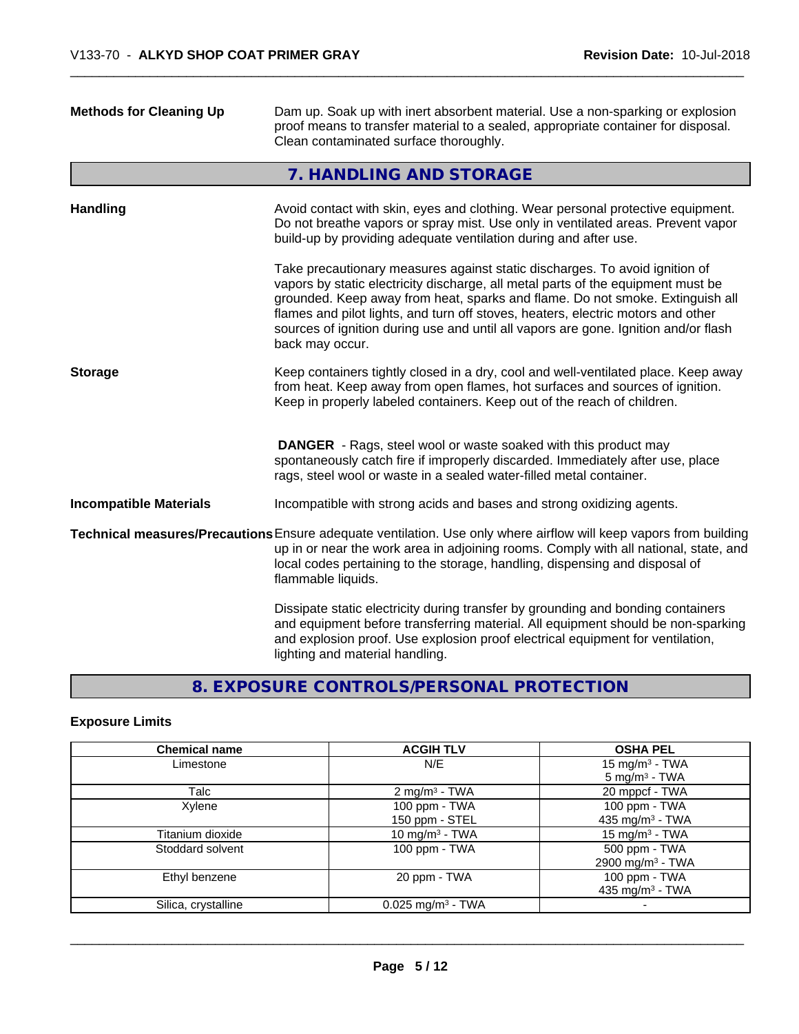**Methods for Cleaning Up** Dam up. Soak up with inert absorbent material. Use a non-sparking or explosion proof means to transfer material to a sealed, appropriate container for disposal. Clean contaminated surface thoroughly.

## 7. HANDLING AND STORAGE

**Handling** Avoid contact with skin, eyes and clothing. Wear personal protective equipment. Do not breathe vapors or spray mist. Use only in ventilated areas. Prevent vapor build-up by providing adequate ventilation during and after use.

Take precautionary measures against static discharges. To avoid ignition of vapors by static electricity discharge, all metal parts of the equipment must be grounded. Keep away from heat, sparks and flame. Do not smoke. Extinguish all flames and pilot lights, and turn off stoves, heaters, electric motors and other sources of ignition during use and until all vapors are gone. Ignition and/or flash back may occur.

**Storage** Keep containers tightly closed in a dry, cool and well-ventilated place. Keep away from heat. Keep away from open flames, hot surfaces and sources of ignition. Keep in properly labeled containers. Keep out of the reach of children.

**DANGER** - Rags, steel wool or waste soaked with this product may spontaneously catch fire if improperly discarded. Immediately after use, place rags, steel wool or waste in a sealed water-filled metal container.

**Incompatible Materials** Incompatible with strong acids and bases and strong oxidizing agents.

**Technical measures/Precautions** Ensure adequate ventilation. Use only where airflow will keep vapors from building up in or near the work area in adjoining rooms. Comply with all national, state, and local codes pertaining to the storage, handling, dispensing and disposal of flammable liquids.

Dissipate static electricity during transfer by grounding and bonding containers and equipment before transferring material. All equipment should be non-sparking and explosion proof. Use explosion proof electrical equipment for ventilation, lighting and material handling.

## 8. EXPOSURE CONTROLS/PERSONAL PROTECTION

### Exposure Limits

| Chemical name | ACGIH TLV | OSHA PEL |
|---|---|---|
| Limestone | N/E | 15 mg/m³ - TWA<br>5 mg/m³ - TWA |
| Talc | 2 mg/m³ - TWA | 20 mppcf - TWA |
| Xylene | 100 ppm - TWA<br>150 ppm - STEL | 100 ppm - TWA<br>435 mg/m³ - TWA |
| Titanium dioxide | 10 mg/m³ - TWA | 15 mg/m³ - TWA |
| Stoddard solvent | 100 ppm - TWA | 500 ppm - TWA<br>2900 mg/m³ - TWA |
| Ethyl benzene | 20 ppm - TWA | 100 ppm - TWA<br>435 mg/m³ - TWA |
| Silica, crystalline | 0.025 mg/m³ - TWA | - |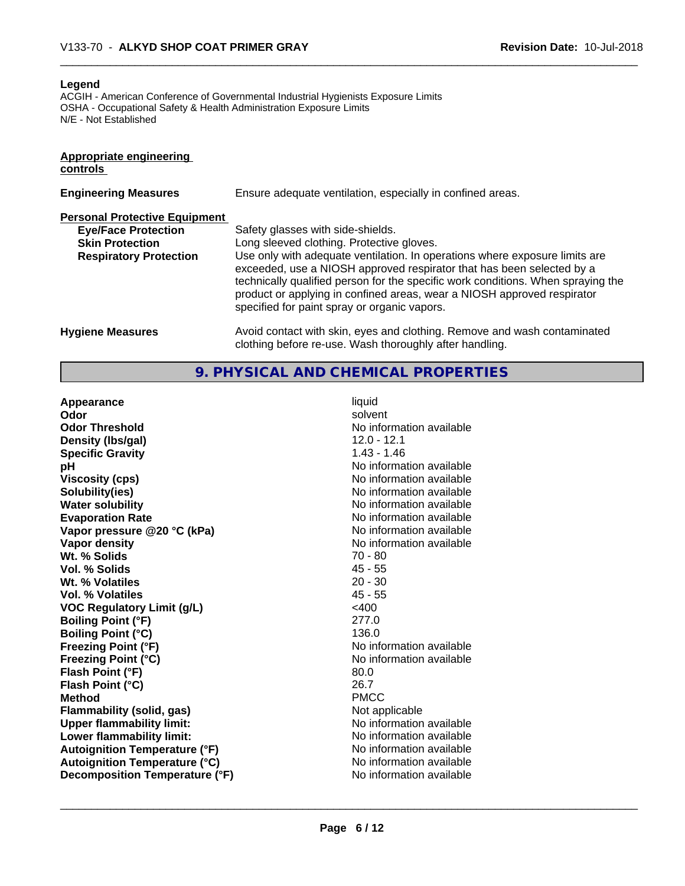**Legend**
ACGIH - American Conference of Governmental Industrial Hygienists Exposure Limits
OSHA - Occupational Safety & Health Administration Exposure Limits
N/E - Not Established

**Appropriate engineering controls**

| | |
|---|---|
| **Engineering Measures** | Ensure adequate ventilation, especially in confined areas. |

**Personal Protective Equipment**

| | |
|---|---|
| **Eye/Face Protection** | Safety glasses with side-shields. |
| **Skin Protection** | Long sleeved clothing. Protective gloves. |
| **Respiratory Protection** | Use only with adequate ventilation. In operations where exposure limits are exceeded, use a NIOSH approved respirator that has been selected by a technically qualified person for the specific work conditions. When spraying the product or applying in confined areas, wear a NIOSH approved respirator specified for paint spray or organic vapors. |
| **Hygiene Measures** | Avoid contact with skin, eyes and clothing. Remove and wash contaminated clothing before re-use. Wash thoroughly after handling. |

## 9. PHYSICAL AND CHEMICAL PROPERTIES

| | |
|---|---|
| **Appearance** | liquid |
| **Odor** | solvent |
| **Odor Threshold** | No information available |
| **Density (lbs/gal)** | 12.0 - 12.1 |
| **Specific Gravity** | 1.43 - 1.46 |
| **pH** | No information available |
| **Viscosity (cps)** | No information available |
| **Solubility(ies)** | No information available |
| **Water solubility** | No information available |
| **Evaporation Rate** | No information available |
| **Vapor pressure @20 °C (kPa)** | No information available |
| **Vapor density** | No information available |
| **Wt. % Solids** | 70 - 80 |
| **Vol. % Solids** | 45 - 55 |
| **Wt. % Volatiles** | 20 - 30 |
| **Vol. % Volatiles** | 45 - 55 |
| **VOC Regulatory Limit (g/L)** | <400 |
| **Boiling Point (°F)** | 277.0 |
| **Boiling Point (°C)** | 136.0 |
| **Freezing Point (°F)** | No information available |
| **Freezing Point (°C)** | No information available |
| **Flash Point (°F)** | 80.0 |
| **Flash Point (°C)** | 26.7 |
| **Method** | PMCC |
| **Flammability (solid, gas)** | Not applicable |
| **Upper flammability limit:** | No information available |
| **Lower flammability limit:** | No information available |
| **Autoignition Temperature (°F)** | No information available |
| **Autoignition Temperature (°C)** | No information available |
| **Decomposition Temperature (°F)** | No information available |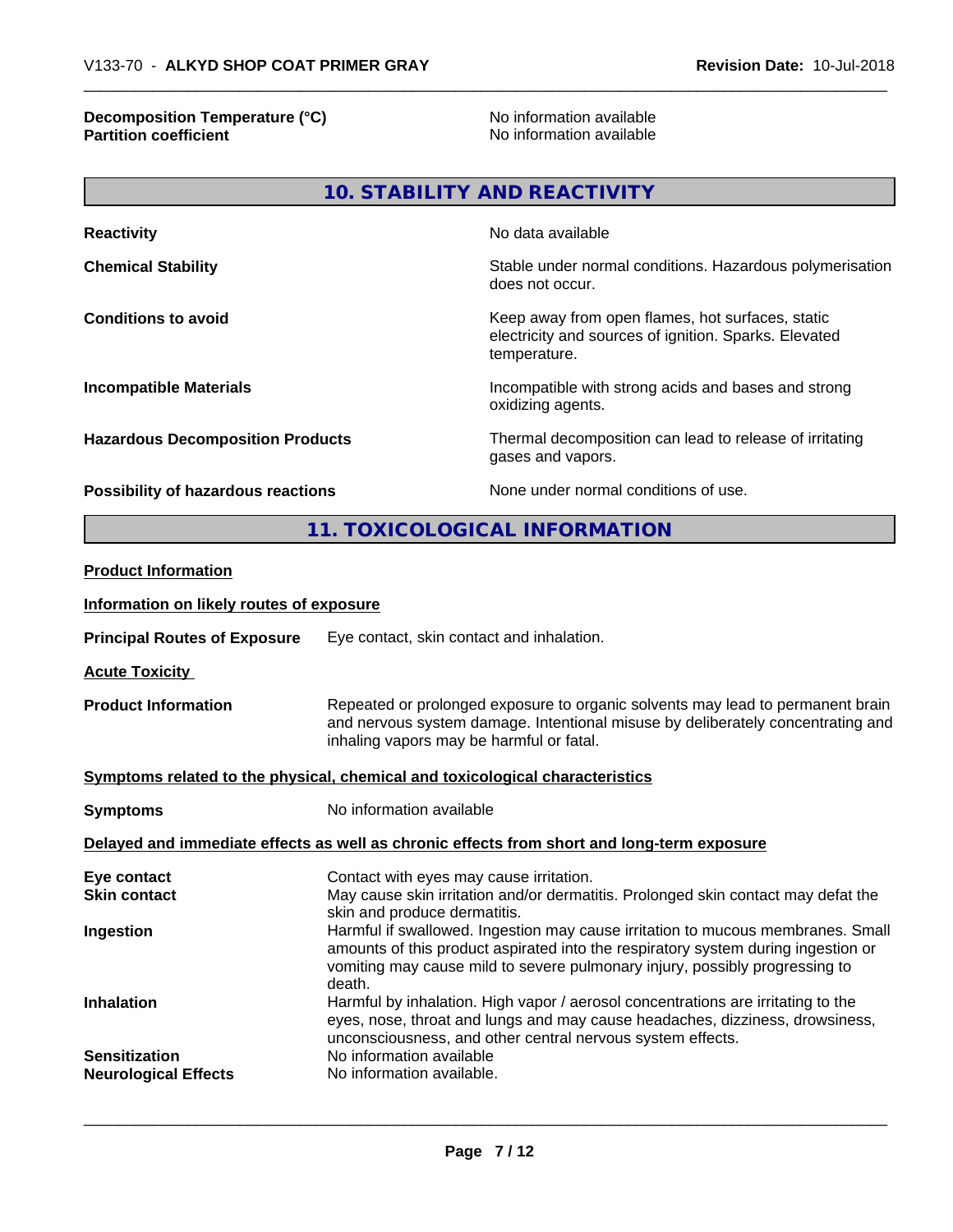| | |
|---|---|
| **Decomposition Temperature (°C)** | No information available |
| **Partition coefficient** | No information available |

## 10. STABILITY AND REACTIVITY

| | |
|---|---|
| **Reactivity** | No data available |
| **Chemical Stability** | Stable under normal conditions. Hazardous polymerisation does not occur. |
| **Conditions to avoid** | Keep away from open flames, hot surfaces, static electricity and sources of ignition. Sparks. Elevated temperature. |
| **Incompatible Materials** | Incompatible with strong acids and bases and strong oxidizing agents. |
| **Hazardous Decomposition Products** | Thermal decomposition can lead to release of irritating gases and vapors. |
| **Possibility of hazardous reactions** | None under normal conditions of use. |

## 11. TOXICOLOGICAL INFORMATION

**Product Information**

**Information on likely routes of exposure**

**Principal Routes of Exposure** Eye contact, skin contact and inhalation.

**Acute Toxicity**

**Product Information** Repeated or prolonged exposure to organic solvents may lead to permanent brain and nervous system damage. Intentional misuse by deliberately concentrating and inhaling vapors may be harmful or fatal.

**Symptoms related to the physical, chemical and toxicological characteristics**

**Symptoms** No information available

**Delayed and immediate effects as well as chronic effects from short and long-term exposure**

| | |
|---|---|
| **Eye contact** | Contact with eyes may cause irritation. |
| **Skin contact** | May cause skin irritation and/or dermatitis. Prolonged skin contact may defat the skin and produce dermatitis. |
| **Ingestion** | Harmful if swallowed. Ingestion may cause irritation to mucous membranes. Small amounts of this product aspirated into the respiratory system during ingestion or vomiting may cause mild to severe pulmonary injury, possibly progressing to death. |
| **Inhalation** | Harmful by inhalation. High vapor / aerosol concentrations are irritating to the eyes, nose, throat and lungs and may cause headaches, dizziness, drowsiness, unconsciousness, and other central nervous system effects. |
| **Sensitization** | No information available |
| **Neurological Effects** | No information available. |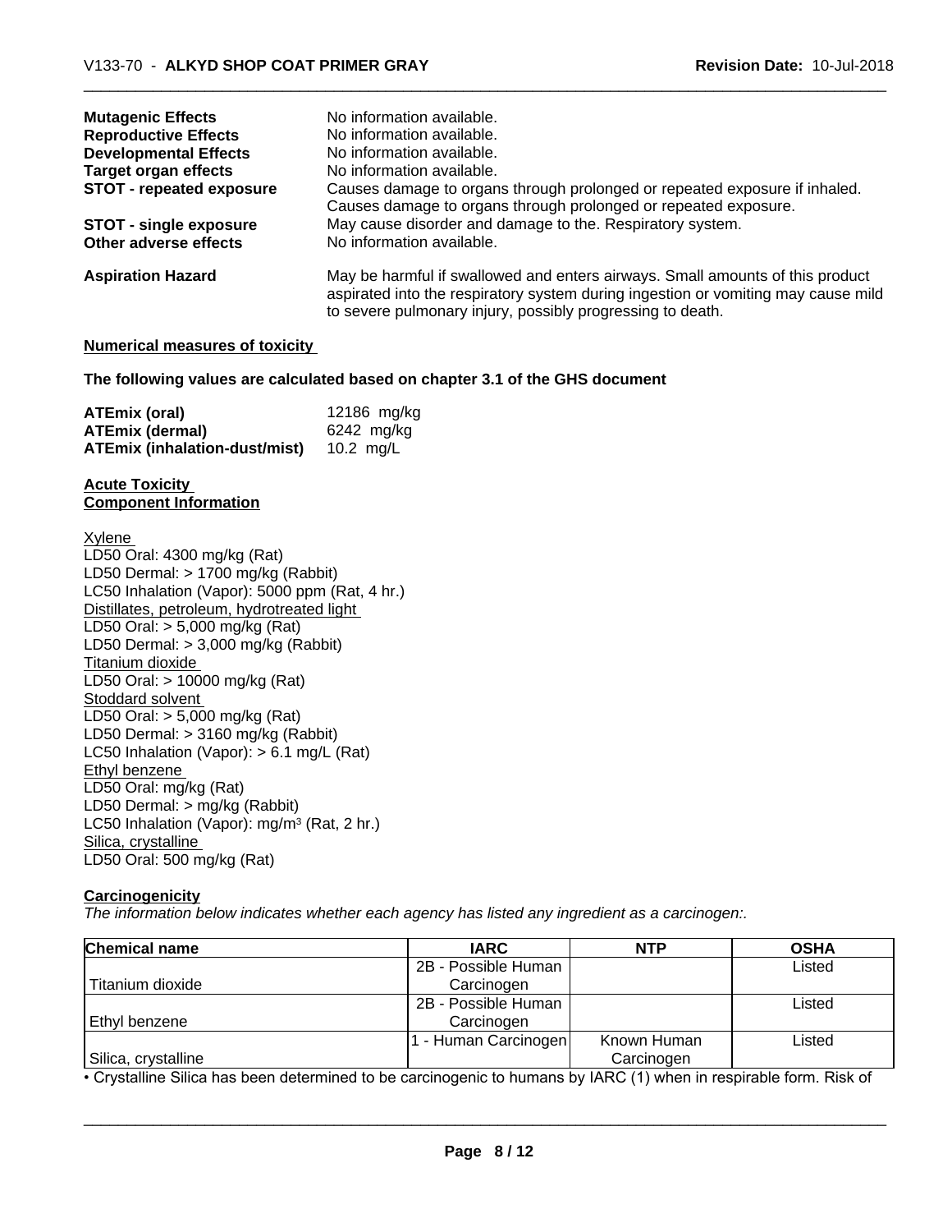| | |
|---|---|
| **Mutagenic Effects** | No information available. |
| **Reproductive Effects** | No information available. |
| **Developmental Effects** | No information available. |
| **Target organ effects** | No information available. |
| **STOT - repeated exposure** | Causes damage to organs through prolonged or repeated exposure if inhaled. Causes damage to organs through prolonged or repeated exposure. |
| **STOT - single exposure** | May cause disorder and damage to the. Respiratory system. |
| **Other adverse effects** | No information available. |
| **Aspiration Hazard** | May be harmful if swallowed and enters airways. Small amounts of this product aspirated into the respiratory system during ingestion or vomiting may cause mild to severe pulmonary injury, possibly progressing to death. |

**Numerical measures of toxicity**

**The following values are calculated based on chapter 3.1 of the GHS document**

| | |
|---|---|
| **ATEmix (oral)** | 12186 mg/kg |
| **ATEmix (dermal)** | 6242 mg/kg |
| **ATEmix (inhalation-dust/mist)** | 10.2 mg/L |

**Acute Toxicity**
**Component Information**

Xylene
LD50 Oral: 4300 mg/kg (Rat)
LD50 Dermal: > 1700 mg/kg (Rabbit)
LC50 Inhalation (Vapor): 5000 ppm (Rat, 4 hr.)
Distillates, petroleum, hydrotreated light
LD50 Oral: > 5,000 mg/kg (Rat)
LD50 Dermal: > 3,000 mg/kg (Rabbit)
Titanium dioxide
LD50 Oral: > 10000 mg/kg (Rat)
Stoddard solvent
LD50 Oral: > 5,000 mg/kg (Rat)
LD50 Dermal: > 3160 mg/kg (Rabbit)
LC50 Inhalation (Vapor): > 6.1 mg/L (Rat)
Ethyl benzene
LD50 Oral: mg/kg (Rat)
LD50 Dermal: > mg/kg (Rabbit)
LC50 Inhalation (Vapor): mg/m$^3$ (Rat, 2 hr.)
Silica, crystalline
LD50 Oral: 500 mg/kg (Rat)

**Carcinogenicity**
*The information below indicates whether each agency has listed any ingredient as a carcinogen:.*

| Chemical name | IARC | NTP | OSHA |
|---|---|---|---|
| Titanium dioxide | 2B - Possible Human Carcinogen | | Listed |
| Ethyl benzene | 2B - Possible Human Carcinogen | | Listed |
| Silica, crystalline | 1 - Human Carcinogen | Known Human Carcinogen | Listed |

• Crystalline Silica has been determined to be carcinogenic to humans by IARC (1) when in respirable form. Risk of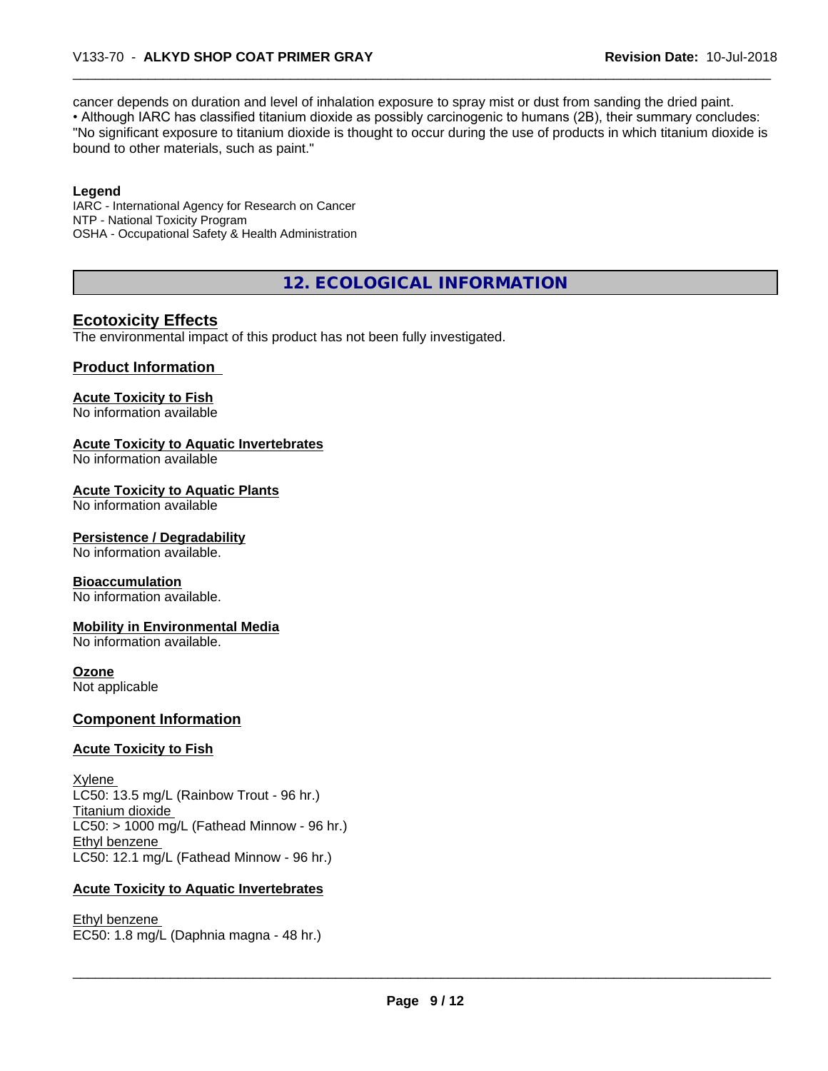cancer depends on duration and level of inhalation exposure to spray mist or dust from sanding the dried paint.
• Although IARC has classified titanium dioxide as possibly carcinogenic to humans (2B), their summary concludes: "No significant exposure to titanium dioxide is thought to occur during the use of products in which titanium dioxide is bound to other materials, such as paint."

**Legend**
IARC - International Agency for Research on Cancer
NTP - National Toxicity Program
OSHA - Occupational Safety & Health Administration

## 12. ECOLOGICAL INFORMATION

### Ecotoxicity Effects

The environmental impact of this product has not been fully investigated.

### Product Information

**Acute Toxicity to Fish**
No information available

**Acute Toxicity to Aquatic Invertebrates**
No information available

**Acute Toxicity to Aquatic Plants**
No information available

**Persistence / Degradability**
No information available.

**Bioaccumulation**
No information available.

**Mobility in Environmental Media**
No information available.

**Ozone**
Not applicable

### Component Information

**Acute Toxicity to Fish**

Xylene
LC50: 13.5 mg/L (Rainbow Trout - 96 hr.)
Titanium dioxide
LC50: > 1000 mg/L (Fathead Minnow - 96 hr.)
Ethyl benzene
LC50: 12.1 mg/L (Fathead Minnow - 96 hr.)

**Acute Toxicity to Aquatic Invertebrates**

Ethyl benzene
EC50: 1.8 mg/L (Daphnia magna - 48 hr.)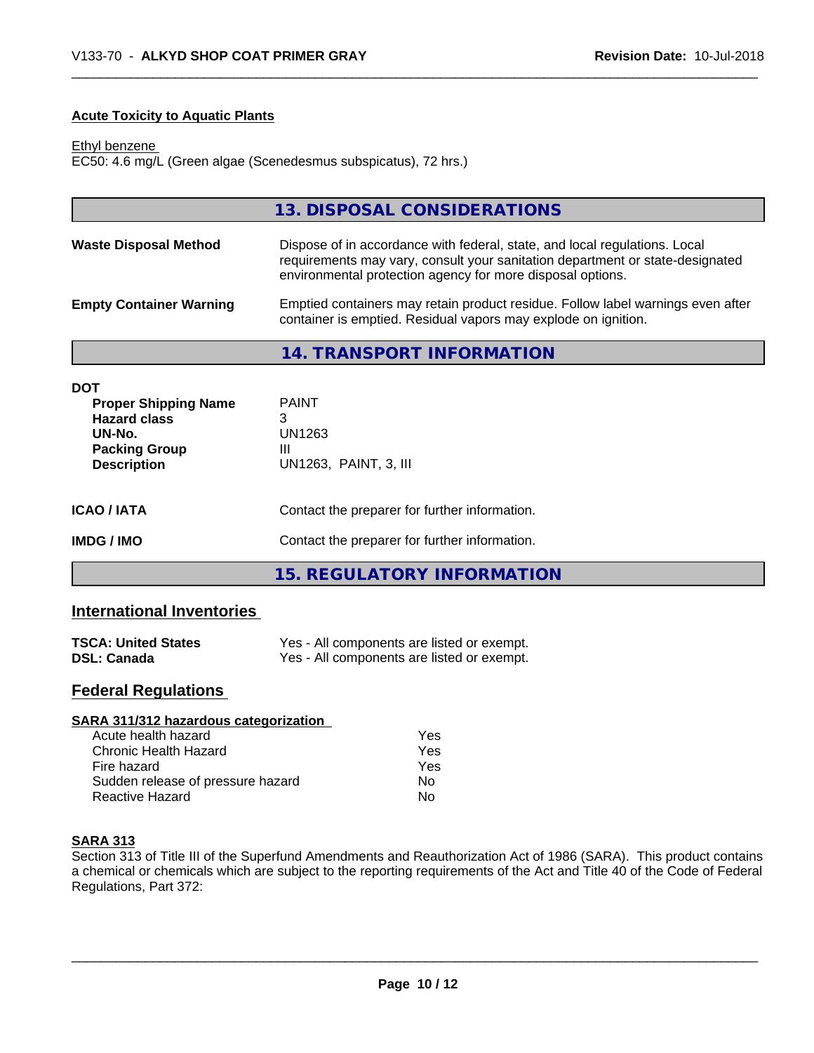### Acute Toxicity to Aquatic Plants

Ethyl benzene
EC50: 4.6 mg/L (Green algae (Scenedesmus subspicatus), 72 hrs.)

## 13. DISPOSAL CONSIDERATIONS

| | |
|---|---|
| **Waste Disposal Method** | Dispose of in accordance with federal, state, and local regulations. Local requirements may vary, consult your sanitation department or state-designated environmental protection agency for more disposal options. |
| **Empty Container Warning** | Emptied containers may retain product residue. Follow label warnings even after container is emptied. Residual vapors may explode on ignition. |

## 14. TRANSPORT INFORMATION

**DOT**

| | |
|---|---|
| **Proper Shipping Name** | PAINT |
| **Hazard class** | 3 |
| **UN-No.** | UN1263 |
| **Packing Group** | III |
| **Description** | UN1263, PAINT, 3, III |

| | |
|---|---|
| **ICAO / IATA** | Contact the preparer for further information. |
| **IMDG / IMO** | Contact the preparer for further information. |

## 15. REGULATORY INFORMATION

### International Inventories

| | |
|---|---|
| **TSCA: United States** | Yes - All components are listed or exempt. |
| **DSL: Canada** | Yes - All components are listed or exempt. |

### Federal Regulations

**SARA 311/312 hazardous categorization**

| | |
|---|---|
| Acute health hazard | Yes |
| Chronic Health Hazard | Yes |
| Fire hazard | Yes |
| Sudden release of pressure hazard | No |
| Reactive Hazard | No |

**SARA 313**

Section 313 of Title III of the Superfund Amendments and Reauthorization Act of 1986 (SARA). This product contains a chemical or chemicals which are subject to the reporting requirements of the Act and Title 40 of the Code of Federal Regulations, Part 372: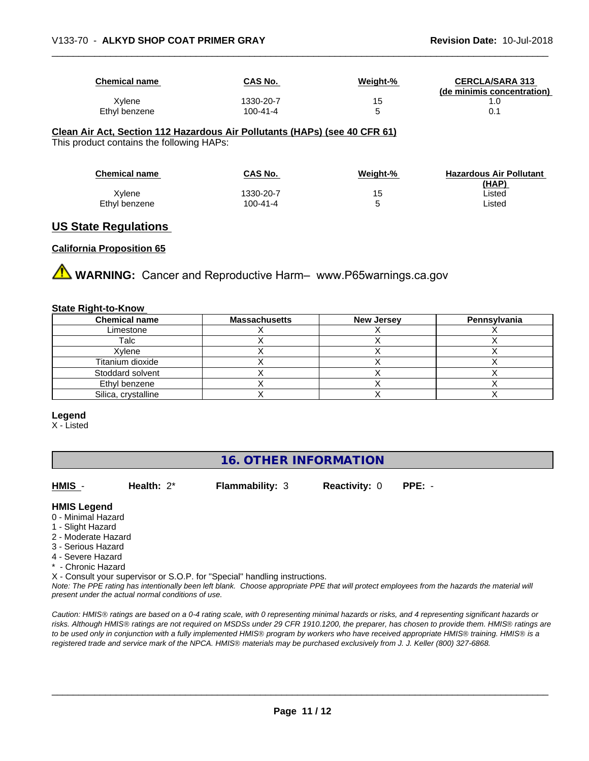| Chemical name | CAS No. | Weight-% | CERCLA/SARA 313 (de minimis concentration) |
|---|---|---|---|
| Xylene | 1330-20-7 | 15 | 1.0 |
| Ethyl benzene | 100-41-4 | 5 | 0.1 |

**Clean Air Act, Section 112 Hazardous Air Pollutants (HAPs) (see 40 CFR 61)**

This product contains the following HAPs:

| Chemical name | CAS No. | Weight-% | Hazardous Air Pollutant (HAP) |
|---|---|---|---|
| Xylene | 1330-20-7 | 15 | Listed |
| Ethyl benzene | 100-41-4 | 5 | Listed |

## US State Regulations

**California Proposition 65**

⚠ **WARNING:** Cancer and Reproductive Harm– www.P65warnings.ca.gov

**State Right-to-Know**

| Chemical name | Massachusetts | New Jersey | Pennsylvania |
|---|---|---|---|
| Limestone | X | X | X |
| Talc | X | X | X |
| Xylene | X | X | X |
| Titanium dioxide | X | X | X |
| Stoddard solvent | X | X | X |
| Ethyl benzene | X | X | X |
| Silica, crystalline | X | X | X |

**Legend**

X - Listed

## 16. OTHER INFORMATION

**HMIS** - **Health:** 2* **Flammability:** 3 **Reactivity:** 0 **PPE:** -

**HMIS Legend**

0 - Minimal Hazard
1 - Slight Hazard
2 - Moderate Hazard
3 - Serious Hazard
4 - Severe Hazard
* - Chronic Hazard
X - Consult your supervisor or S.O.P. for "Special" handling instructions.

*Note: The PPE rating has intentionally been left blank. Choose appropriate PPE that will protect employees from the hazards the material will present under the actual normal conditions of use.*

*Caution: HMIS® ratings are based on a 0-4 rating scale, with 0 representing minimal hazards or risks, and 4 representing significant hazards or risks. Although HMIS® ratings are not required on MSDSs under 29 CFR 1910.1200, the preparer, has chosen to provide them. HMIS® ratings are to be used only in conjunction with a fully implemented HMIS® program by workers who have received appropriate HMIS® training. HMIS® is a registered trade and service mark of the NPCA. HMIS® materials may be purchased exclusively from J. J. Keller (800) 327-6868.*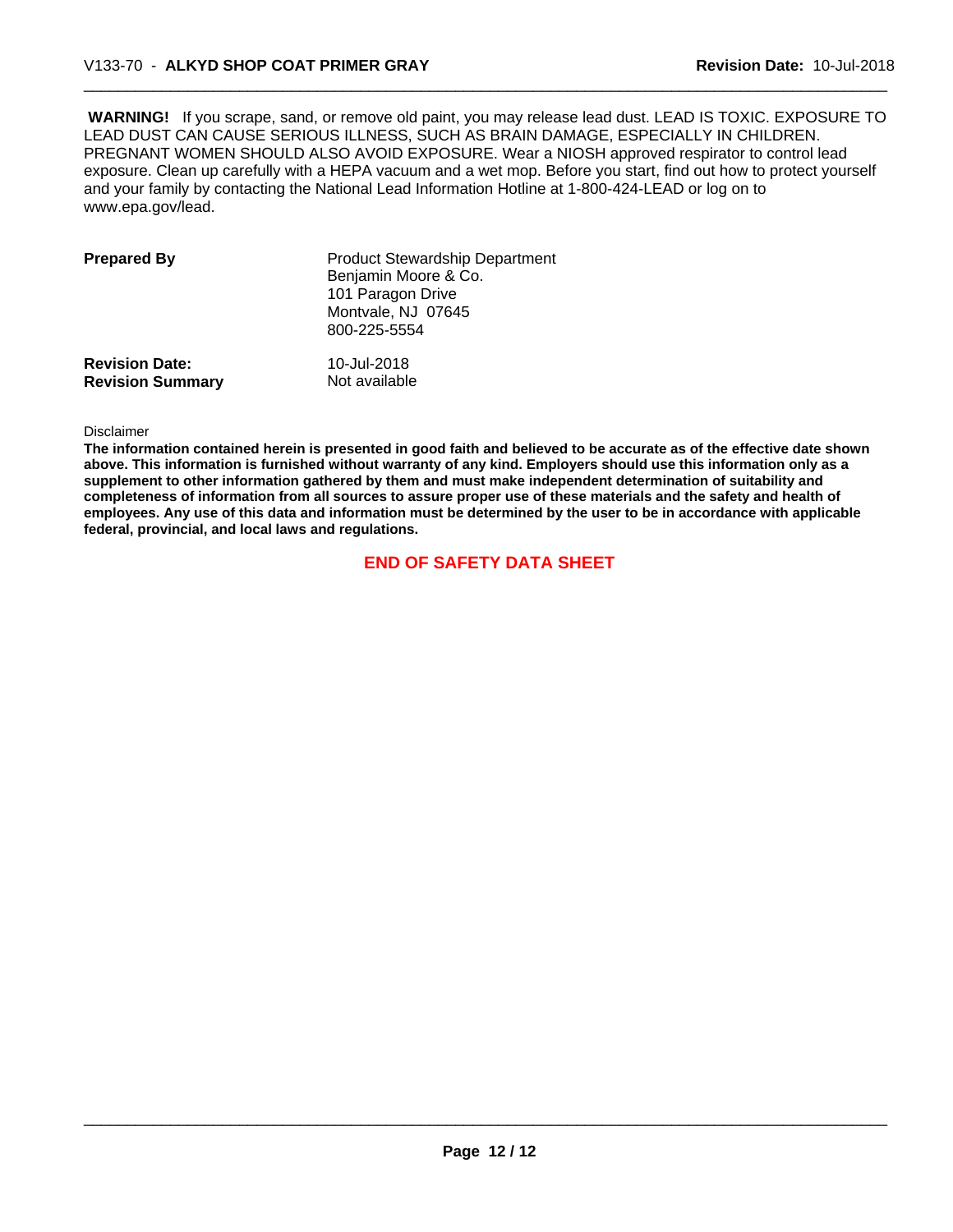**WARNING!** If you scrape, sand, or remove old paint, you may release lead dust. LEAD IS TOXIC. EXPOSURE TO LEAD DUST CAN CAUSE SERIOUS ILLNESS, SUCH AS BRAIN DAMAGE, ESPECIALLY IN CHILDREN. PREGNANT WOMEN SHOULD ALSO AVOID EXPOSURE. Wear a NIOSH approved respirator to control lead exposure. Clean up carefully with a HEPA vacuum and a wet mop. Before you start, find out how to protect yourself and your family by contacting the National Lead Information Hotline at 1-800-424-LEAD or log on to www.epa.gov/lead.

| | |
|---|---|
| **Prepared By** | Product Stewardship Department<br>Benjamin Moore & Co.<br>101 Paragon Drive<br>Montvale, NJ 07645<br>800-225-5554 |
| **Revision Date:** | 10-Jul-2018 |
| **Revision Summary** | Not available |

Disclaimer

**The information contained herein is presented in good faith and believed to be accurate as of the effective date shown above. This information is furnished without warranty of any kind. Employers should use this information only as a supplement to other information gathered by them and must make independent determination of suitability and completeness of information from all sources to assure proper use of these materials and the safety and health of employees. Any use of this data and information must be determined by the user to be in accordance with applicable federal, provincial, and local laws and regulations.**

**END OF SAFETY DATA SHEET**